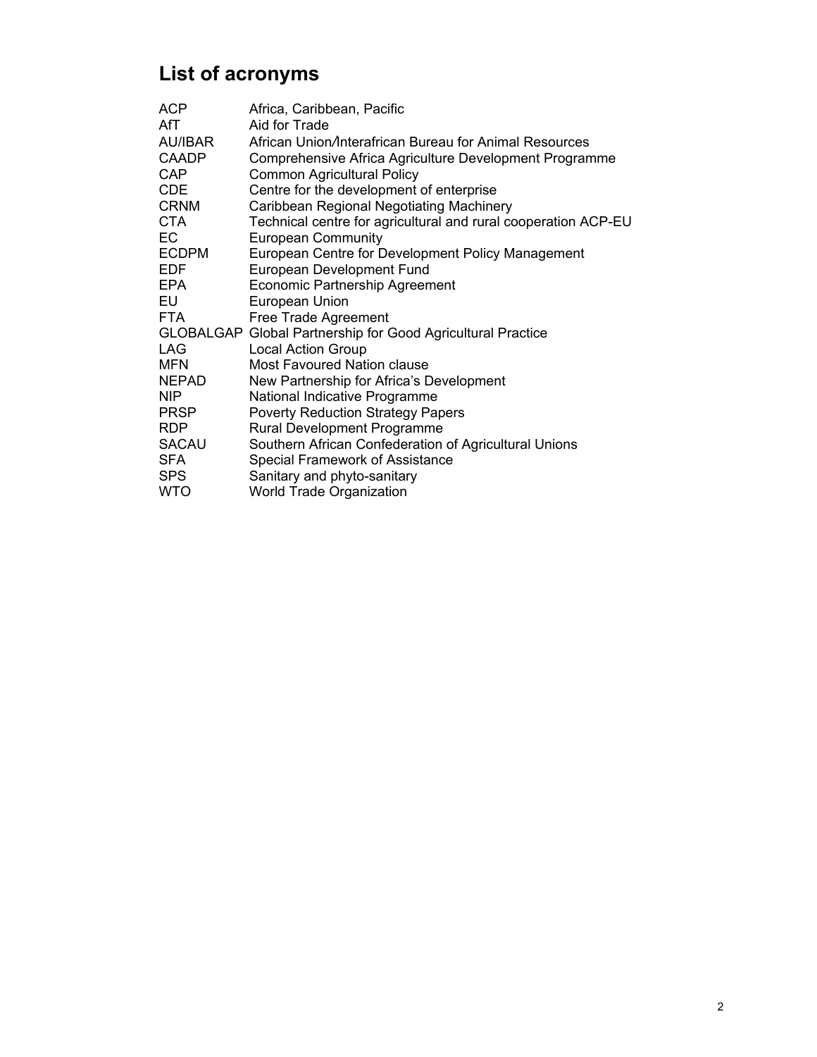# List of acronyms

| | |
|---|---|
| ACP | Africa, Caribbean, Pacific |
| AfT | Aid for Trade |
| AU/IBAR | African Union/Interafrican Bureau for Animal Resources |
| CAADP | Comprehensive Africa Agriculture Development Programme |
| CAP | Common Agricultural Policy |
| CDE | Centre for the development of enterprise |
| CRNM | Caribbean Regional Negotiating Machinery |
| CTA | Technical centre for agricultural and rural cooperation ACP-EU |
| EC | European Community |
| ECDPM | European Centre for Development Policy Management |
| EDF | European Development Fund |
| EPA | Economic Partnership Agreement |
| EU | European Union |
| FTA | Free Trade Agreement |
| GLOBALGAP | Global Partnership for Good Agricultural Practice |
| LAG | Local Action Group |
| MFN | Most Favoured Nation clause |
| NEPAD | New Partnership for Africa's Development |
| NIP | National Indicative Programme |
| PRSP | Poverty Reduction Strategy Papers |
| RDP | Rural Development Programme |
| SACAU | Southern African Confederation of Agricultural Unions |
| SFA | Special Framework of Assistance |
| SPS | Sanitary and phyto-sanitary |
| WTO | World Trade Organization |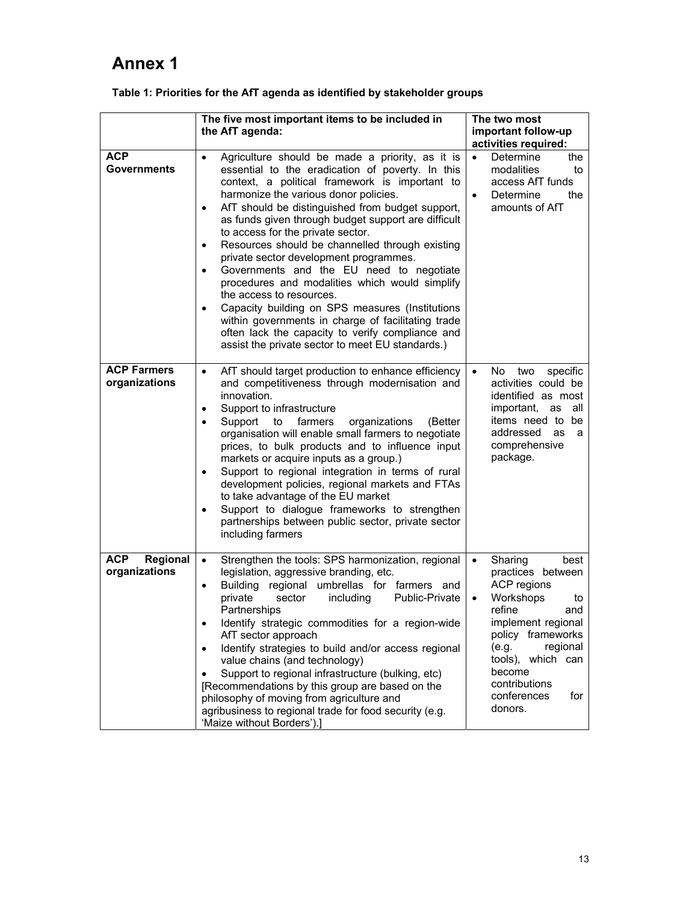# Annex 1

**Table 1: Priorities for the AfT agenda as identified by stakeholder groups**

| | **The five most important items to be included in the AfT agenda:** | **The two most important follow-up activities required:** |
|---|---|---|
| **ACP Governments** | • Agriculture should be made a priority, as it is essential to the eradication of poverty. In this context, a political framework is important to harmonize the various donor policies.<br>• AfT should be distinguished from budget support, as funds given through budget support are difficult to access for the private sector.<br>• Resources should be channelled through existing private sector development programmes.<br>• Governments and the EU need to negotiate procedures and modalities which would simplify the access to resources.<br>• Capacity building on SPS measures (Institutions within governments in charge of facilitating trade often lack the capacity to verify compliance and assist the private sector to meet EU standards.) | • Determine the modalities to access AfT funds<br>• Determine the amounts of AfT |
| **ACP Farmers organizations** | • AfT should target production to enhance efficiency and competitiveness through modernisation and innovation.<br>• Support to infrastructure<br>• Support to farmers organizations (Better organisation will enable small farmers to negotiate prices, to bulk products and to influence input markets or acquire inputs as a group.)<br>• Support to regional integration in terms of rural development policies, regional markets and FTAs to take advantage of the EU market<br>• Support to dialogue frameworks to strengthen partnerships between public sector, private sector including farmers | • No two specific activities could be identified as most important, as all items need to be addressed as a comprehensive package. |
| **ACP Regional organizations** | • Strengthen the tools: SPS harmonization, regional legislation, aggressive branding, etc.<br>• Building regional umbrellas for farmers and private sector including Public-Private Partnerships<br>• Identify strategic commodities for a region-wide AfT sector approach<br>• Identify strategies to build and/or access regional value chains (and technology)<br>• Support to regional infrastructure (bulking, etc)<br>[Recommendations by this group are based on the philosophy of moving from agriculture and agribusiness to regional trade for food security (e.g. 'Maize without Borders').] | • Sharing best practices between ACP regions<br>• Workshops to refine and implement regional policy frameworks (e.g. regional tools), which can become contributions conferences for donors. |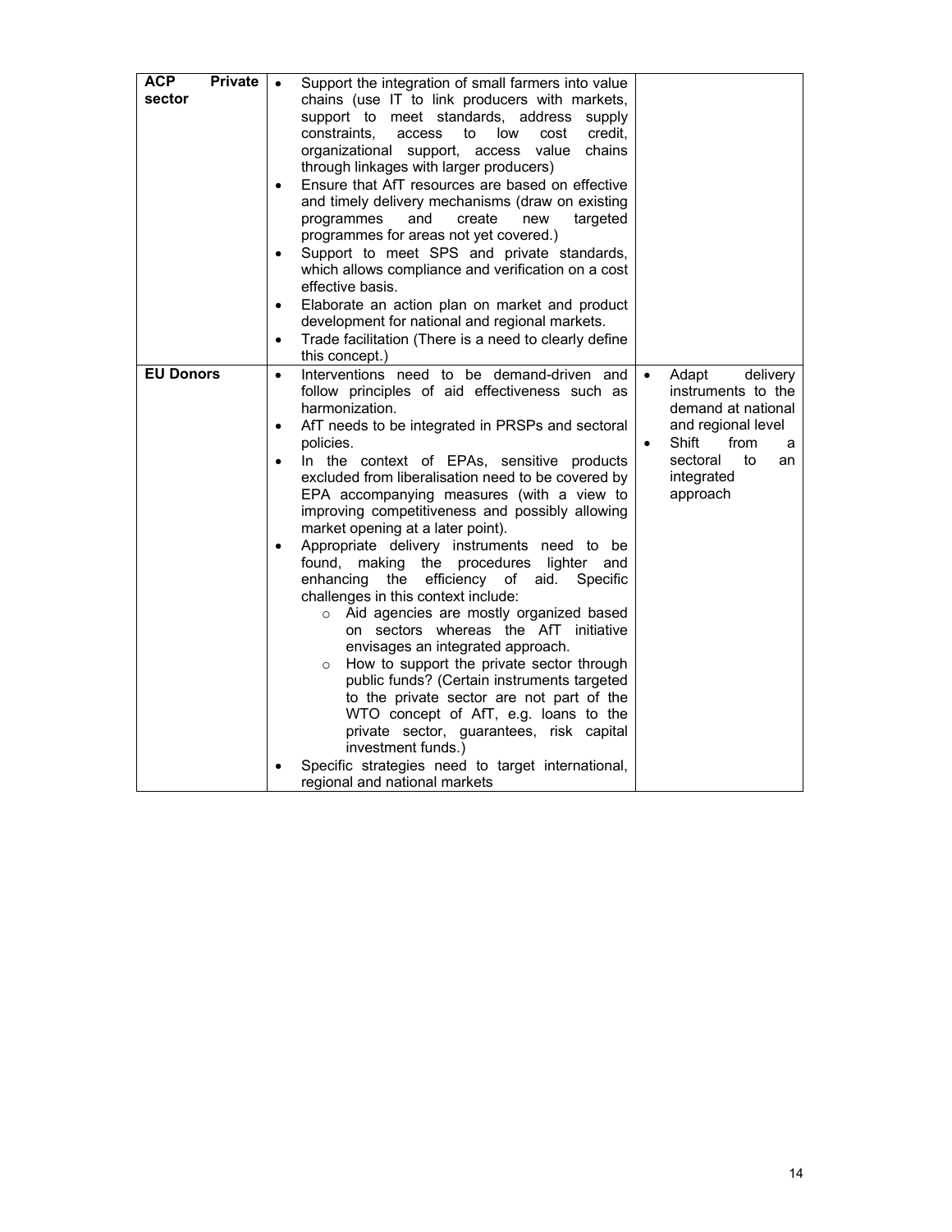| | | |
|---|---|---|
| **ACP Private sector** | • Support the integration of small farmers into value chains (use IT to link producers with markets, support to meet standards, address supply constraints, access to low cost credit, organizational support, access value chains through linkages with larger producers)<br>• Ensure that AfT resources are based on effective and timely delivery mechanisms (draw on existing programmes and create new targeted programmes for areas not yet covered.)<br>• Support to meet SPS and private standards, which allows compliance and verification on a cost effective basis.<br>• Elaborate an action plan on market and product development for national and regional markets.<br>• Trade facilitation (There is a need to clearly define this concept.) | |
| **EU Donors** | • Interventions need to be demand-driven and follow principles of aid effectiveness such as harmonization.<br>• AfT needs to be integrated in PRSPs and sectoral policies.<br>• In the context of EPAs, sensitive products excluded from liberalisation need to be covered by EPA accompanying measures (with a view to improving competitiveness and possibly allowing market opening at a later point).<br>• Appropriate delivery instruments need to be found, making the procedures lighter and enhancing the efficiency of aid. Specific challenges in this context include:<br>&nbsp;&nbsp;&nbsp;&nbsp;○ Aid agencies are mostly organized based on sectors whereas the AfT initiative envisages an integrated approach.<br>&nbsp;&nbsp;&nbsp;&nbsp;○ How to support the private sector through public funds? (Certain instruments targeted to the private sector are not part of the WTO concept of AfT, e.g. loans to the private sector, guarantees, risk capital investment funds.)<br>• Specific strategies need to target international, regional and national markets | • Adapt delivery instruments to the demand at national and regional level<br>• Shift from a sectoral to an integrated approach |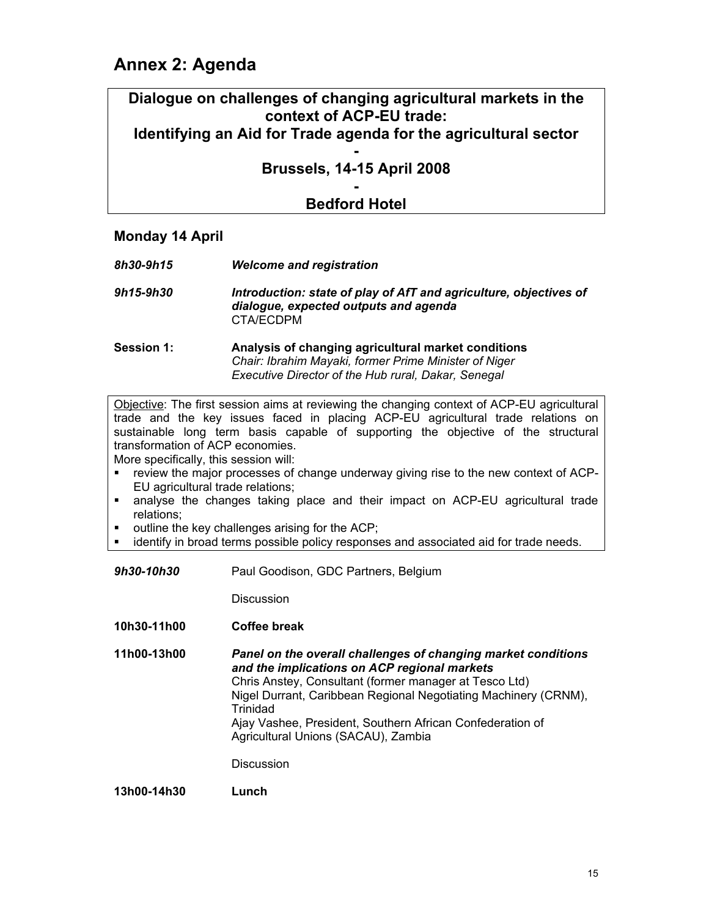# Annex 2: Agenda

**Dialogue on challenges of changing agricultural markets in the context of ACP-EU trade:**
**Identifying an Aid for Trade agenda for the agricultural sector**
**-**
**Brussels, 14-15 April 2008**
**-**
**Bedford Hotel**

## Monday 14 April

***8h30-9h15*** ***Welcome and registration***

***9h15-9h30*** ***Introduction: state of play of AfT and agriculture, objectives of dialogue, expected outputs and agenda***
CTA/ECDPM

**Session 1:** **Analysis of changing agricultural market conditions**
*Chair: Ibrahim Mayaki, former Prime Minister of Niger*
*Executive Director of the Hub rural, Dakar, Senegal*

Objective: The first session aims at reviewing the changing context of ACP-EU agricultural trade and the key issues faced in placing ACP-EU agricultural trade relations on sustainable long term basis capable of supporting the objective of the structural transformation of ACP economies.
More specifically, this session will:

- review the major processes of change underway giving rise to the new context of ACP-EU agricultural trade relations;
- analyse the changes taking place and their impact on ACP-EU agricultural trade relations;
- outline the key challenges arising for the ACP;
- identify in broad terms possible policy responses and associated aid for trade needs.

***9h30-10h30*** Paul Goodison, GDC Partners, Belgium

Discussion

**10h30-11h00** **Coffee break**

**11h00-13h00** ***Panel on the overall challenges of changing market conditions and the implications on ACP regional markets***
Chris Anstey, Consultant (former manager at Tesco Ltd)
Nigel Durrant, Caribbean Regional Negotiating Machinery (CRNM), Trinidad
Ajay Vashee, President, Southern African Confederation of Agricultural Unions (SACAU), Zambia

Discussion

**13h00-14h30** **Lunch**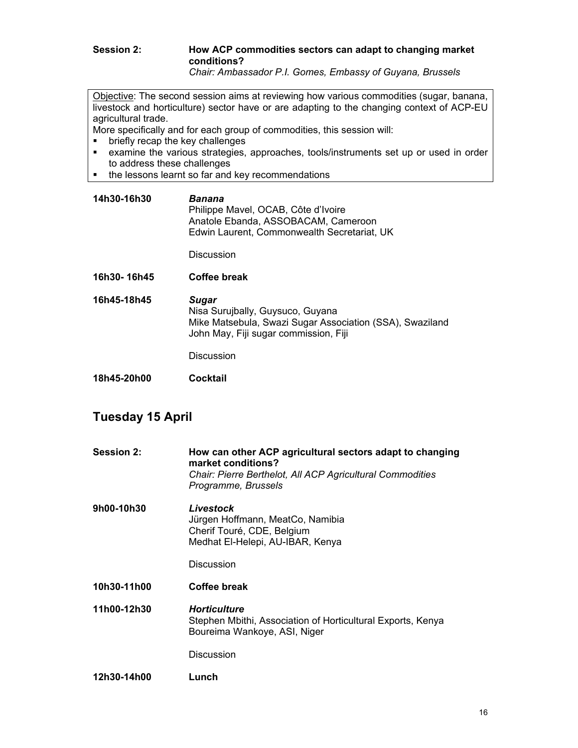**Session 2:** **How ACP commodities sectors can adapt to changing market conditions?**
*Chair: Ambassador P.I. Gomes, Embassy of Guyana, Brussels*

<u>Objective</u>: The second session aims at reviewing how various commodities (sugar, banana, livestock and horticulture) sector have or are adapting to the changing context of ACP-EU agricultural trade.
More specifically and for each group of commodities, this session will:

- briefly recap the key challenges
- examine the various strategies, approaches, tools/instruments set up or used in order to address these challenges
- the lessons learnt so far and key recommendations

**14h30-16h30** ***Banana***
Philippe Mavel, OCAB, Côte d'Ivoire
Anatole Ebanda, ASSOBACAM, Cameroon
Edwin Laurent, Commonwealth Secretariat, UK

Discussion

**16h30- 16h45** **Coffee break**

**16h45-18h45** ***Sugar***
Nisa Surujbally, Guysuco, Guyana
Mike Matsebula, Swazi Sugar Association (SSA), Swaziland
John May, Fiji sugar commission, Fiji

Discussion

**18h45-20h00** **Cocktail**

## Tuesday 15 April

**Session 2:** **How can other ACP agricultural sectors adapt to changing market conditions?**
*Chair: Pierre Berthelot, All ACP Agricultural Commodities Programme, Brussels*

**9h00-10h30** ***Livestock***
Jürgen Hoffmann, MeatCo, Namibia
Cherif Touré, CDE, Belgium
Medhat El-Helepi, AU-IBAR, Kenya

Discussion

**10h30-11h00** **Coffee break**

**11h00-12h30** ***Horticulture***
Stephen Mbithi, Association of Horticultural Exports, Kenya
Boureima Wankoye, ASI, Niger

Discussion

**12h30-14h00** **Lunch**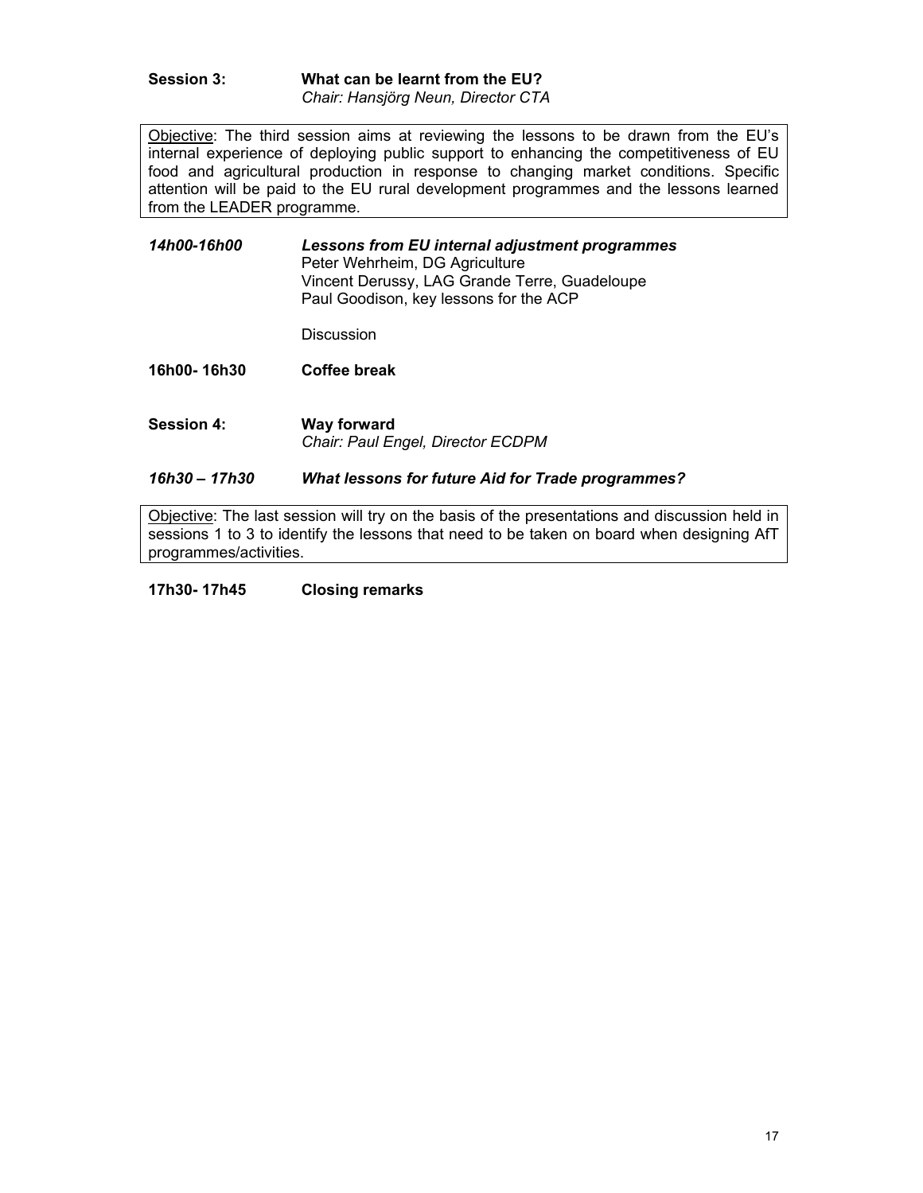**Session 3:** **What can be learnt from the EU?**
*Chair: Hansjörg Neun, Director CTA*

Objective: The third session aims at reviewing the lessons to be drawn from the EU's internal experience of deploying public support to enhancing the competitiveness of EU food and agricultural production in response to changing market conditions. Specific attention will be paid to the EU rural development programmes and the lessons learned from the LEADER programme.

***14h00-16h00*** ***Lessons from EU internal adjustment programmes***
Peter Wehrheim, DG Agriculture
Vincent Derussy, LAG Grande Terre, Guadeloupe
Paul Goodison, key lessons for the ACP

Discussion

**16h00- 16h30** **Coffee break**

**Session 4:** **Way forward**
*Chair: Paul Engel, Director ECDPM*

***16h30 – 17h30*** ***What lessons for future Aid for Trade programmes?***

Objective: The last session will try on the basis of the presentations and discussion held in sessions 1 to 3 to identify the lessons that need to be taken on board when designing AfT programmes/activities.

**17h30- 17h45** **Closing remarks**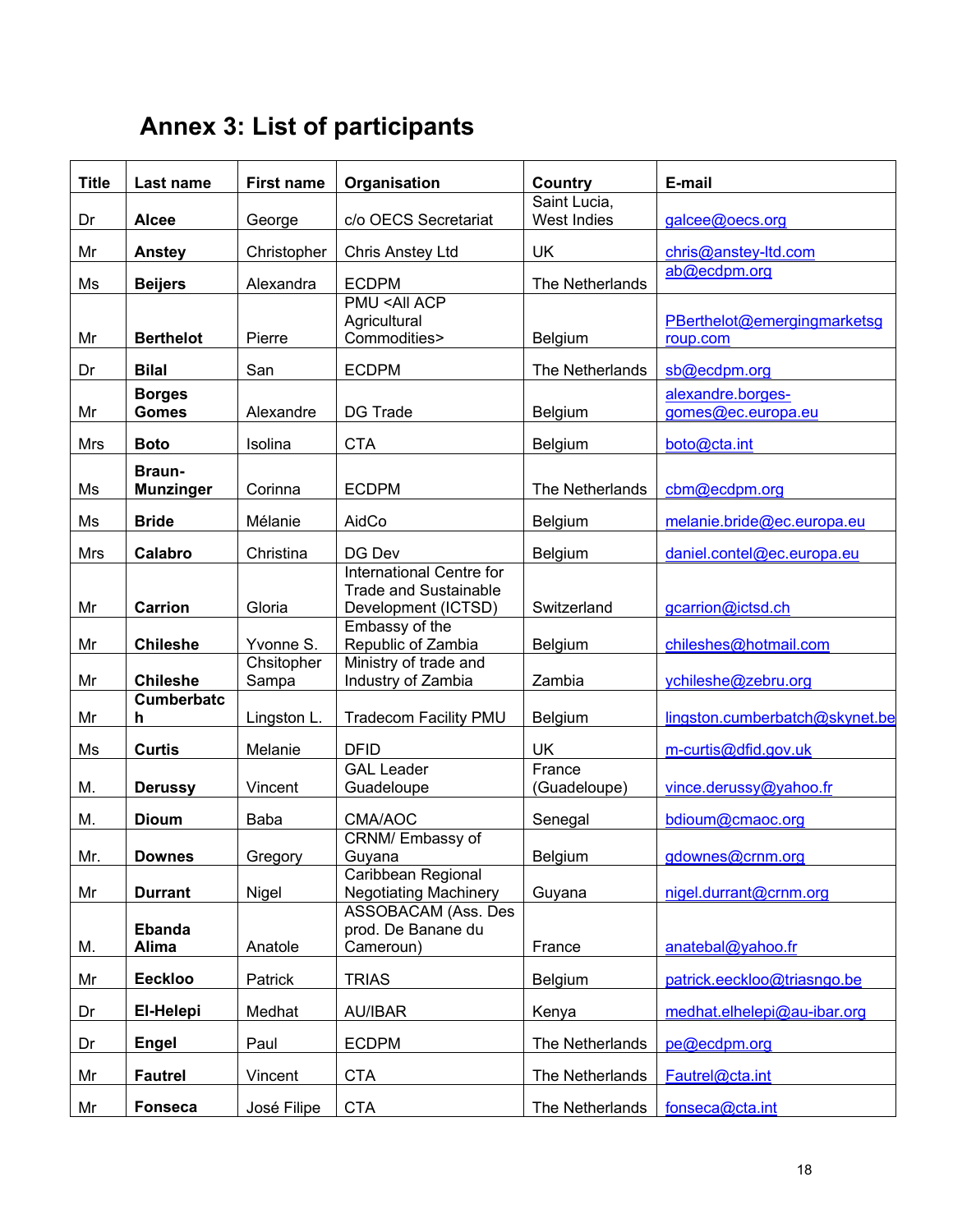# Annex 3: List of participants

| Title | Last name | First name | Organisation | Country | E-mail |
|---|---|---|---|---|---|
| Dr | **Alcee** | George | c/o OECS Secretariat | Saint Lucia, West Indies | galcee@oecs.org |
| Mr | **Anstey** | Christopher | Chris Anstey Ltd | UK | chris@anstey-ltd.com |
| Ms | **Beijers** | Alexandra | ECDPM | The Netherlands | ab@ecdpm.org |
| Mr | **Berthelot** | Pierre | PMU <All ACP Agricultural Commodities> | Belgium | PBerthelot@emergingmarketsgroup.com |
| Dr | **Bilal** | San | ECDPM | The Netherlands | sb@ecdpm.org |
| Mr | **Borges Gomes** | Alexandre | DG Trade | Belgium | alexandre.borges-gomes@ec.europa.eu |
| Mrs | **Boto** | Isolina | CTA | Belgium | boto@cta.int |
| Ms | **Braun-Munzinger** | Corinna | ECDPM | The Netherlands | cbm@ecdpm.org |
| Ms | **Bride** | Mélanie | AidCo | Belgium | melanie.bride@ec.europa.eu |
| Mrs | **Calabro** | Christina | DG Dev | Belgium | daniel.contel@ec.europa.eu |
| Mr | **Carrion** | Gloria | International Centre for Trade and Sustainable Development (ICTSD) | Switzerland | gcarrion@ictsd.ch |
| Mr | **Chileshe** | Yvonne S. | Embassy of the Republic of Zambia | Belgium | chileshes@hotmail.com |
| Mr | **Chileshe** | Chsitopher Sampa | Ministry of trade and Industry of Zambia | Zambia | ychileshe@zebru.org |
| Mr | **Cumberbatch** | Lingston L. | Tradecom Facility PMU | Belgium | lingston.cumberbatch@skynet.be |
| Ms | **Curtis** | Melanie | DFID | UK | m-curtis@dfid.gov.uk |
| M. | **Derussy** | Vincent | GAL Leader Guadeloupe | France (Guadeloupe) | vince.derussy@yahoo.fr |
| M. | **Dioum** | Baba | CMA/AOC | Senegal | bdioum@cmaoc.org |
| Mr. | **Downes** | Gregory | CRNM/ Embassy of Guyana | Belgium | gdownes@crnm.org |
| Mr | **Durrant** | Nigel | Caribbean Regional Negotiating Machinery | Guyana | nigel.durrant@crnm.org |
| M. | **Ebanda Alima** | Anatole | ASSOBACAM (Ass. Des prod. De Banane du Cameroun) | France | anatebal@yahoo.fr |
| Mr | **Eeckloo** | Patrick | TRIAS | Belgium | patrick.eeckloo@triasngo.be |
| Dr | **El-Helepi** | Medhat | AU/IBAR | Kenya | medhat.elhelepi@au-ibar.org |
| Dr | **Engel** | Paul | ECDPM | The Netherlands | pe@ecdpm.org |
| Mr | **Fautrel** | Vincent | CTA | The Netherlands | Fautrel@cta.int |
| Mr | **Fonseca** | José Filipe | CTA | The Netherlands | fonseca@cta.int |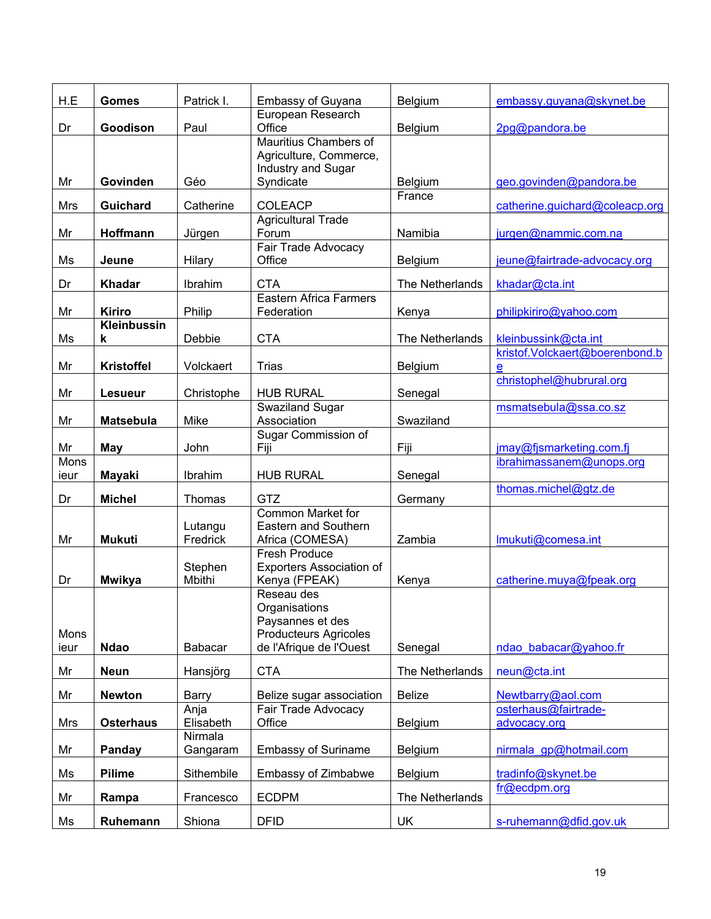| H.E | **Gomes** | Patrick I. | Embassy of Guyana | Belgium | embassy.guyana@skynet.be |
|---|---|---|---|---|---|
| Dr | **Goodison** | Paul | European Research Office | Belgium | 2pg@pandora.be |
| Mr | **Govinden** | Géo | Mauritius Chambers of Agriculture, Commerce, Industry and Sugar Syndicate | Belgium | geo.govinden@pandora.be |
| Mrs | **Guichard** | Catherine | COLEACP | France | catherine.guichard@coleacp.org |
| Mr | **Hoffmann** | Jürgen | Agricultural Trade Forum | Namibia | jurgen@nammic.com.na |
| Ms | **Jeune** | Hilary | Fair Trade Advocacy Office | Belgium | jeune@fairtrade-advocacy.org |
| Dr | **Khadar** | Ibrahim | CTA | The Netherlands | khadar@cta.int |
| Mr | **Kiriro** | Philip | Eastern Africa Farmers Federation | Kenya | philipkiriro@yahoo.com |
| Ms | **Kleinbussink** | Debbie | CTA | The Netherlands | kleinbussink@cta.int |
| Mr | **Kristoffel** | Volckaert | Trias | Belgium | kristof.Volckaert@boerenbond.be |
| Mr | **Lesueur** | Christophe | HUB RURAL | Senegal | christophel@hubrural.org |
| Mr | **Matsebula** | Mike | Swaziland Sugar Association | Swaziland | msmatsebula@ssa.co.sz |
| Mr | **May** | John | Sugar Commission of Fiji | Fiji | jmay@fjsmarketing.com.fj |
| Monsieur | **Mayaki** | Ibrahim | HUB RURAL | Senegal | ibrahimassanem@unops.org |
| Dr | **Michel** | Thomas | GTZ | Germany | thomas.michel@gtz.de |
| Mr | **Mukuti** | Lutangu Fredrick | Common Market for Eastern and Southern Africa (COMESA) | Zambia | lmukuti@comesa.int |
| Dr | **Mwikya** | Stephen Mbithi | Fresh Produce Exporters Association of Kenya (FPEAK) | Kenya | catherine.muya@fpeak.org |
| Monsieur | **Ndao** | Babacar | Reseau des Organisations Paysannes et des Producteurs Agricoles de l'Afrique de l'Ouest | Senegal | ndao_babacar@yahoo.fr |
| Mr | **Neun** | Hansjörg | CTA | The Netherlands | neun@cta.int |
| Mr | **Newton** | Barry | Belize sugar association | Belize | Newtbarry@aol.com |
| Mrs | **Osterhaus** | Anja Elisabeth | Fair Trade Advocacy Office | Belgium | osterhaus@fairtrade-advocacy.org |
| Mr | **Panday** | Nirmala Gangaram | Embassy of Suriname | Belgium | nirmala_gp@hotmail.com |
| Ms | **Pilime** | Sithembile | Embassy of Zimbabwe | Belgium | tradinfo@skynet.be |
| Mr | **Rampa** | Francesco | ECDPM | The Netherlands | fr@ecdpm.org |
| Ms | **Ruhemann** | Shiona | DFID | UK | s-ruhemann@dfid.gov.uk |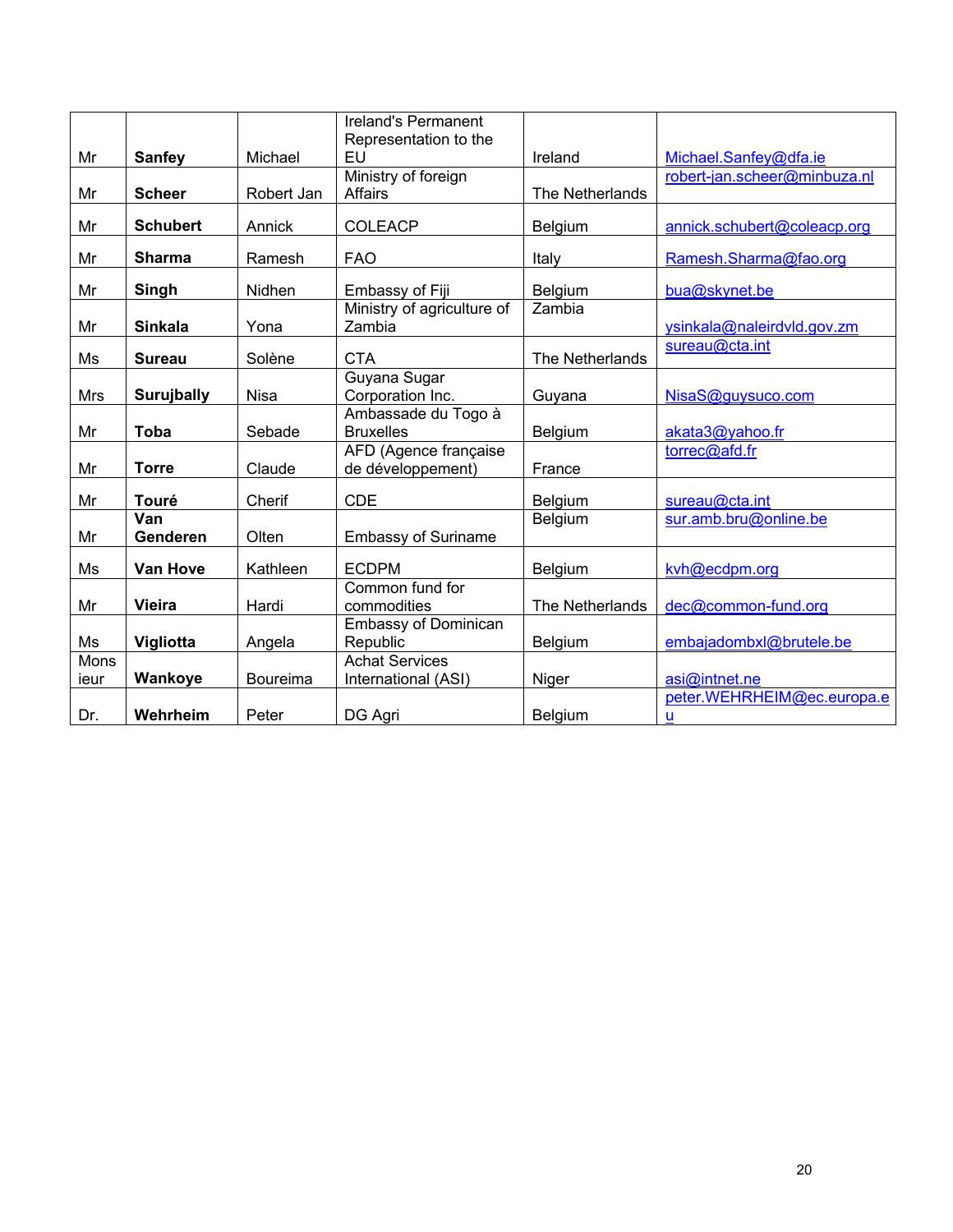| | | | | | |
|---|---|---|---|---|---|
| Mr | **Sanfey** | Michael | Ireland's Permanent Representation to the EU | Ireland | Michael.Sanfey@dfa.ie |
| Mr | **Scheer** | Robert Jan | Ministry of foreign Affairs | The Netherlands | robert-jan.scheer@minbuza.nl |
| Mr | **Schubert** | Annick | COLEACP | Belgium | annick.schubert@coleacp.org |
| Mr | **Sharma** | Ramesh | FAO | Italy | Ramesh.Sharma@fao.org |
| Mr | **Singh** | Nidhen | Embassy of Fiji | Belgium | bua@skynet.be |
| Mr | **Sinkala** | Yona | Ministry of agriculture of Zambia | Zambia | ysinkala@naleirdvld.gov.zm |
| Ms | **Sureau** | Solène | CTA | The Netherlands | sureau@cta.int |
| Mrs | **Surujbally** | Nisa | Guyana Sugar Corporation Inc. | Guyana | NisaS@guysuco.com |
| Mr | **Toba** | Sebade | Ambassade du Togo à Bruxelles | Belgium | akata3@yahoo.fr |
| Mr | **Torre** | Claude | AFD (Agence française de développement) | France | torrec@afd.fr |
| Mr | **Touré** | Cherif | CDE | Belgium | sureau@cta.int |
| Mr | **Van Genderen** | Olten | Embassy of Suriname | Belgium | sur.amb.bru@online.be |
| Ms | **Van Hove** | Kathleen | ECDPM | Belgium | kvh@ecdpm.org |
| Mr | **Vieira** | Hardi | Common fund for commodities | The Netherlands | dec@common-fund.org |
| Ms | **Vigliotta** | Angela | Embassy of Dominican Republic | Belgium | embajadombxl@brutele.be |
| Monsieur | **Wankoye** | Boureima | Achat Services International (ASI) | Niger | asi@intnet.ne |
| Dr. | **Wehrheim** | Peter | DG Agri | Belgium | peter.WEHRHEIM@ec.europa.eu |